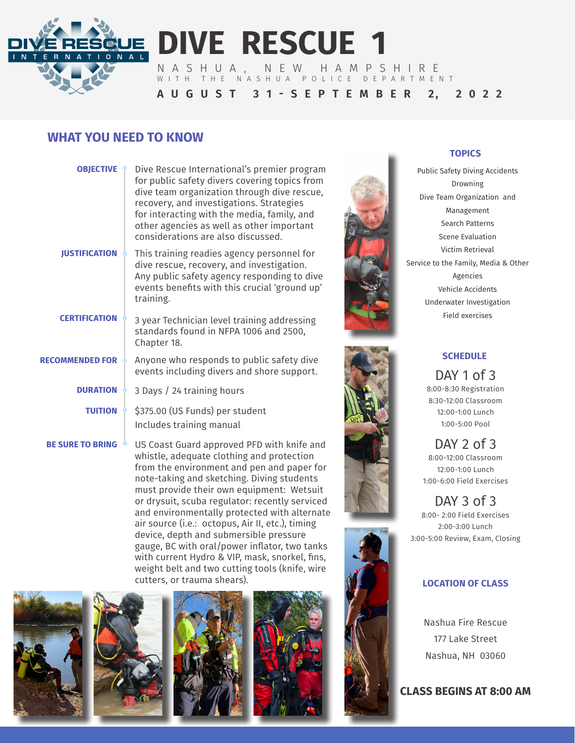# DIVE RESCUE 1

NASHUA, NEW HAMPSHIRE

WITH THE NASHUA POLICE DEPARTMENT

**AUGUST 31-SEPTEMBER 2, 2022**

## WHAT YOU NEED TO KNOW

**OBJECTIVE**
Dive Rescue International's premier program for public safety divers covering topics from dive team organization through dive rescue, recovery, and investigations. Strategies for interacting with the media, family, and other agencies as well as other important considerations are also discussed.

**JUSTIFICATION**
This training readies agency personnel for dive rescue, recovery, and investigation. Any public safety agency responding to dive events benefits with this crucial 'ground up' training.

**CERTIFICATION**
3 year Technician level training addressing standards found in NFPA 1006 and 2500, Chapter 18.

**RECOMMENDED FOR**
Anyone who responds to public safety dive events including divers and shore support.

**DURATION**
3 Days / 24 training hours

**TUITION**
$375.00 (US Funds) per student
Includes training manual

**BE SURE TO BRING**
US Coast Guard approved PFD with knife and whistle, adequate clothing and protection from the environment and pen and paper for note-taking and sketching. Diving students must provide their own equipment: Wetsuit or drysuit, scuba regulator: recently serviced and environmentally protected with alternate air source (i.e.: octopus, Air II, etc.), timing device, depth and submersible pressure gauge, BC with oral/power inflator, two tanks with current Hydro & VIP, mask, snorkel, fins, weight belt and two cutting tools (knife, wire cutters, or trauma shears).

## TOPICS

- Public Safety Diving Accidents
- Drowning
- Dive Team Organization and Management
- Search Patterns
- Scene Evaluation
- Victim Retrieval
- Service to the Family, Media & Other Agencies
- Vehicle Accidents
- Underwater Investigation
- Field exercises

## SCHEDULE

### DAY 1 of 3
8:00-8:30 Registration
8:30-12:00 Classroom
12:00-1:00 Lunch
1:00-5:00 Pool

### DAY 2 of 3
8:00-12:00 Classroom
12:00-1:00 Lunch
1:00-6:00 Field Exercises

### DAY 3 of 3
8:00- 2:00 Field Exercises
2:00-3:00 Lunch
3:00-5:00 Review, Exam, Closing

## LOCATION OF CLASS

Nashua Fire Rescue
177 Lake Street
Nashua, NH 03060

**CLASS BEGINS AT 8:00 AM**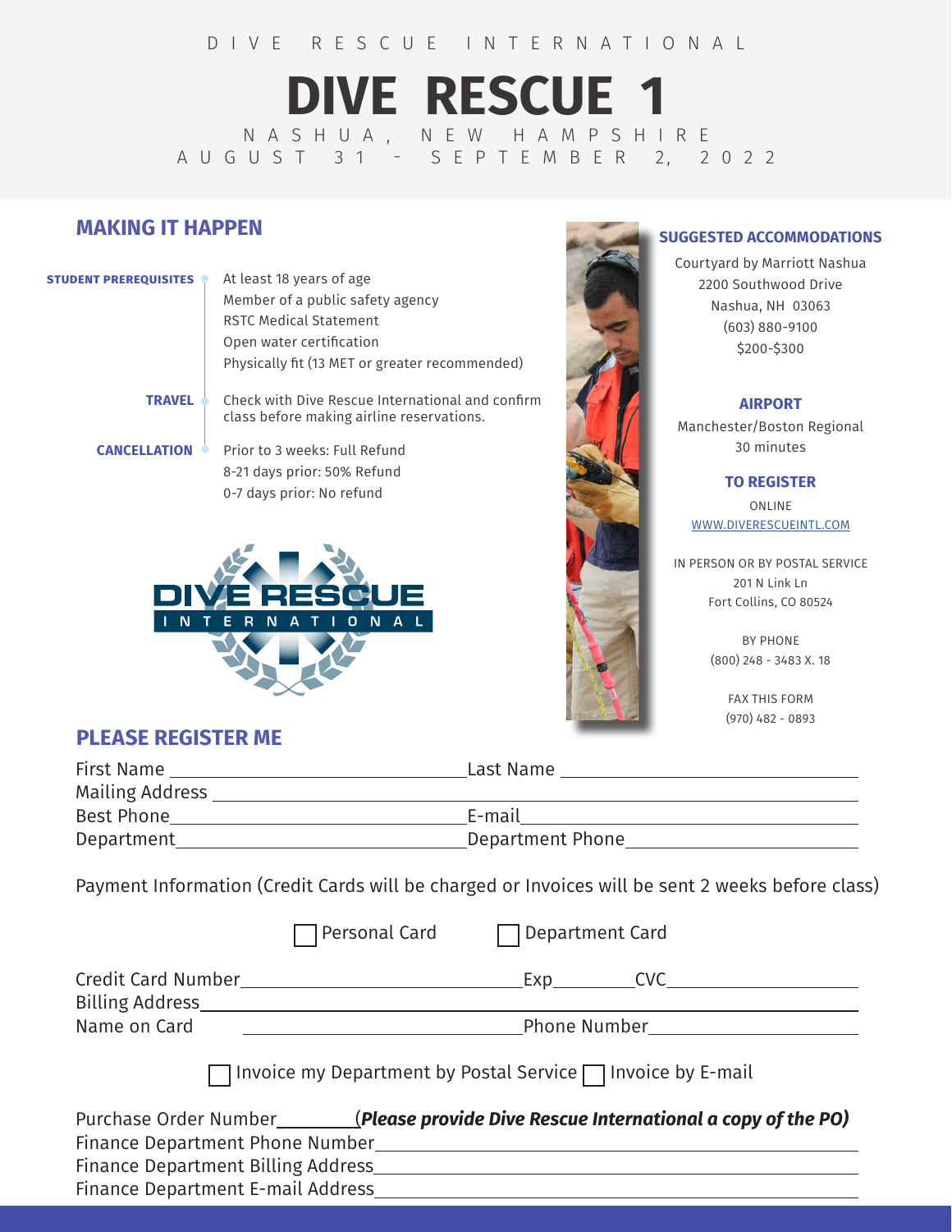DIVE RESCUE INTERNATIONAL

# DIVE RESCUE 1

NASHUA, NEW HAMPSHIRE
AUGUST 31 - SEPTEMBER 2, 2022

## MAKING IT HAPPEN

**STUDENT PREREQUISITES**
- At least 18 years of age
- Member of a public safety agency
- RSTC Medical Statement
- Open water certification
- Physically fit (13 MET or greater recommended)

**TRAVEL**
Check with Dive Rescue International and confirm class before making airline reservations.

**CANCELLATION**
- Prior to 3 weeks: Full Refund
- 8-21 days prior: 50% Refund
- 0-7 days prior: No refund

DIVE RESCUE INTERNATIONAL

### SUGGESTED ACCOMMODATIONS

Courtyard by Marriott Nashua
2200 Southwood Drive
Nashua, NH 03063
(603) 880-9100
$200-$300

### AIRPORT

Manchester/Boston Regional
30 minutes

### TO REGISTER

ONLINE
WWW.DIVERESCUEINTL.COM

IN PERSON OR BY POSTAL SERVICE
201 N Link Ln
Fort Collins, CO 80524

BY PHONE
(800) 248 - 3483 X. 18

FAX THIS FORM
(970) 482 - 0893

## PLEASE REGISTER ME

First Name ____________________ Last Name ____________________
Mailing Address ________________________________________
Best Phone ____________________ E-mail ____________________
Department ____________________ Department Phone ____________________

Payment Information (Credit Cards will be charged or Invoices will be sent 2 weeks before class)

☐ Personal Card ☐ Department Card

Credit Card Number ____________________ Exp ________ CVC ____________
Billing Address ________________________________________
Name on Card ____________________ Phone Number ____________________

☐ Invoice my Department by Postal Service ☐ Invoice by E-mail

Purchase Order Number ________ ***(Please provide Dive Rescue International a copy of the PO)***
Finance Department Phone Number ________________________________________
Finance Department Billing Address ________________________________________
Finance Department E-mail Address ________________________________________